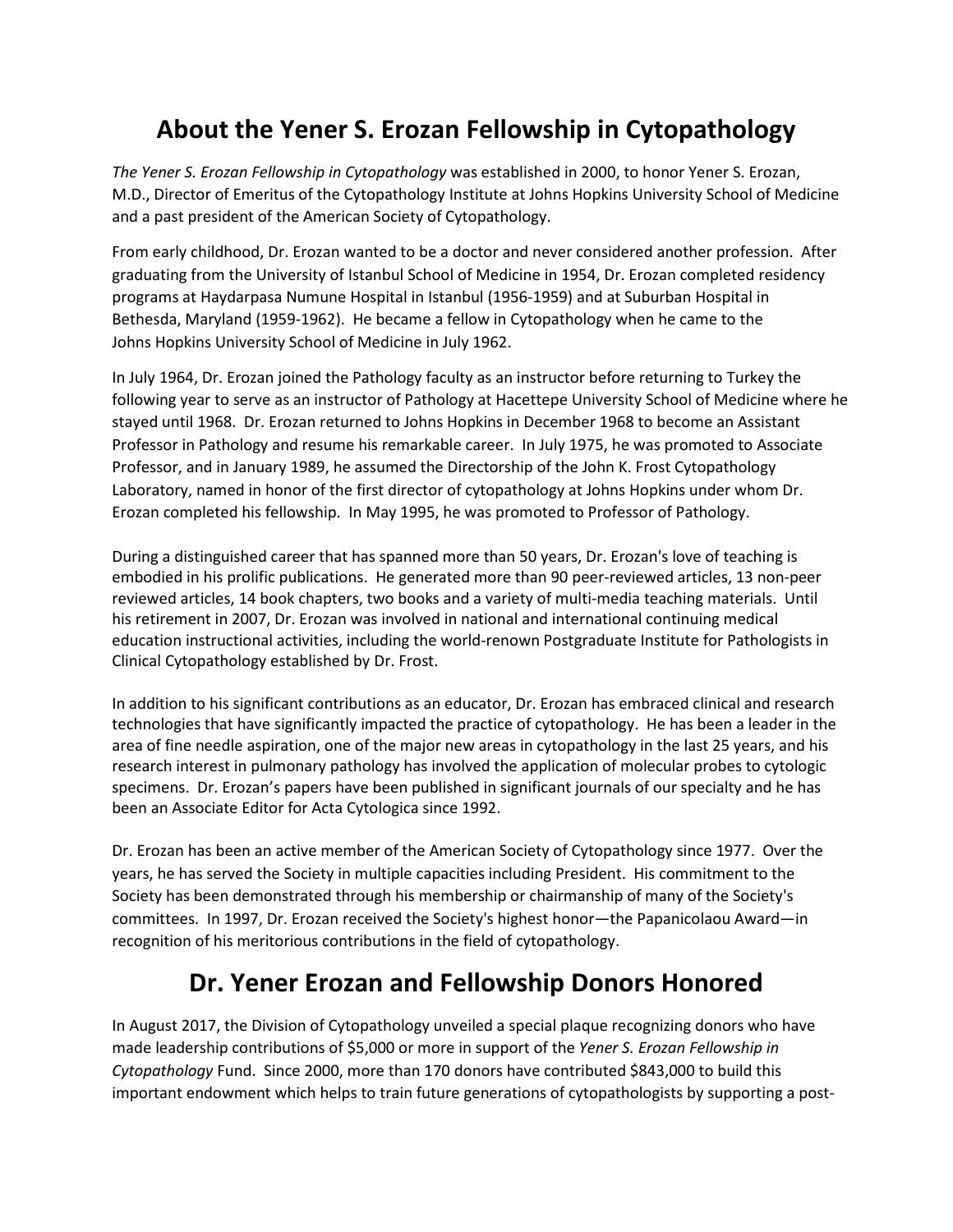# About the Yener S. Erozan Fellowship in Cytopathology

*The Yener S. Erozan Fellowship in Cytopathology* was established in 2000, to honor Yener S. Erozan, M.D., Director of Emeritus of the Cytopathology Institute at Johns Hopkins University School of Medicine and a past president of the American Society of Cytopathology.

From early childhood, Dr. Erozan wanted to be a doctor and never considered another profession. After graduating from the University of Istanbul School of Medicine in 1954, Dr. Erozan completed residency programs at Haydarpasa Numune Hospital in Istanbul (1956-1959) and at Suburban Hospital in Bethesda, Maryland (1959-1962). He became a fellow in Cytopathology when he came to the Johns Hopkins University School of Medicine in July 1962.

In July 1964, Dr. Erozan joined the Pathology faculty as an instructor before returning to Turkey the following year to serve as an instructor of Pathology at Hacettepe University School of Medicine where he stayed until 1968. Dr. Erozan returned to Johns Hopkins in December 1968 to become an Assistant Professor in Pathology and resume his remarkable career. In July 1975, he was promoted to Associate Professor, and in January 1989, he assumed the Directorship of the John K. Frost Cytopathology Laboratory, named in honor of the first director of cytopathology at Johns Hopkins under whom Dr. Erozan completed his fellowship. In May 1995, he was promoted to Professor of Pathology.

During a distinguished career that has spanned more than 50 years, Dr. Erozan's love of teaching is embodied in his prolific publications. He generated more than 90 peer-reviewed articles, 13 non-peer reviewed articles, 14 book chapters, two books and a variety of multi-media teaching materials. Until his retirement in 2007, Dr. Erozan was involved in national and international continuing medical education instructional activities, including the world-renown Postgraduate Institute for Pathologists in Clinical Cytopathology established by Dr. Frost.

In addition to his significant contributions as an educator, Dr. Erozan has embraced clinical and research technologies that have significantly impacted the practice of cytopathology. He has been a leader in the area of fine needle aspiration, one of the major new areas in cytopathology in the last 25 years, and his research interest in pulmonary pathology has involved the application of molecular probes to cytologic specimens. Dr. Erozan's papers have been published in significant journals of our specialty and he has been an Associate Editor for Acta Cytologica since 1992.

Dr. Erozan has been an active member of the American Society of Cytopathology since 1977. Over the years, he has served the Society in multiple capacities including President. His commitment to the Society has been demonstrated through his membership or chairmanship of many of the Society's committees. In 1997, Dr. Erozan received the Society's highest honor—the Papanicolaou Award—in recognition of his meritorious contributions in the field of cytopathology.

# Dr. Yener Erozan and Fellowship Donors Honored

In August 2017, the Division of Cytopathology unveiled a special plaque recognizing donors who have made leadership contributions of $5,000 or more in support of the *Yener S. Erozan Fellowship in Cytopathology* Fund. Since 2000, more than 170 donors have contributed $843,000 to build this important endowment which helps to train future generations of cytopathologists by supporting a post-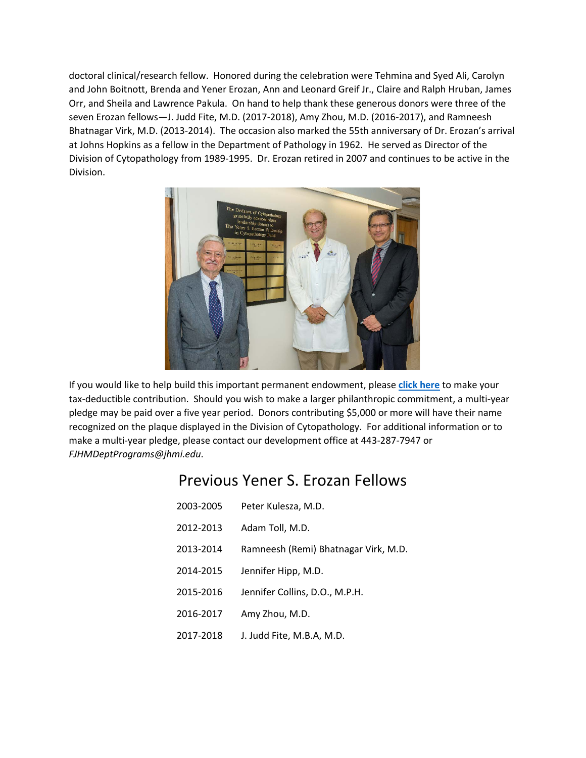doctoral clinical/research fellow. Honored during the celebration were Tehmina and Syed Ali, Carolyn and John Boitnott, Brenda and Yener Erozan, Ann and Leonard Greif Jr., Claire and Ralph Hruban, James Orr, and Sheila and Lawrence Pakula. On hand to help thank these generous donors were three of the seven Erozan fellows—J. Judd Fite, M.D. (2017-2018), Amy Zhou, M.D. (2016-2017), and Ramneesh Bhatnagar Virk, M.D. (2013-2014). The occasion also marked the 55th anniversary of Dr. Erozan's arrival at Johns Hopkins as a fellow in the Department of Pathology in 1962. He served as Director of the Division of Cytopathology from 1989-1995. Dr. Erozan retired in 2007 and continues to be active in the Division.

If you would like to help build this important permanent endowment, please **click here** to make your tax-deductible contribution. Should you wish to make a larger philanthropic commitment, a multi-year pledge may be paid over a five year period. Donors contributing $5,000 or more will have their name recognized on the plaque displayed in the Division of Cytopathology. For additional information or to make a multi-year pledge, please contact our development office at 443-287-7947 or *FJHMDeptPrograms@jhmi.edu*.

## Previous Yener S. Erozan Fellows

| | |
|---|---|
| 2003-2005 | Peter Kulesza, M.D. |
| 2012-2013 | Adam Toll, M.D. |
| 2013-2014 | Ramneesh (Remi) Bhatnagar Virk, M.D. |
| 2014-2015 | Jennifer Hipp, M.D. |
| 2015-2016 | Jennifer Collins, D.O., M.P.H. |
| 2016-2017 | Amy Zhou, M.D. |
| 2017-2018 | J. Judd Fite, M.B.A, M.D. |